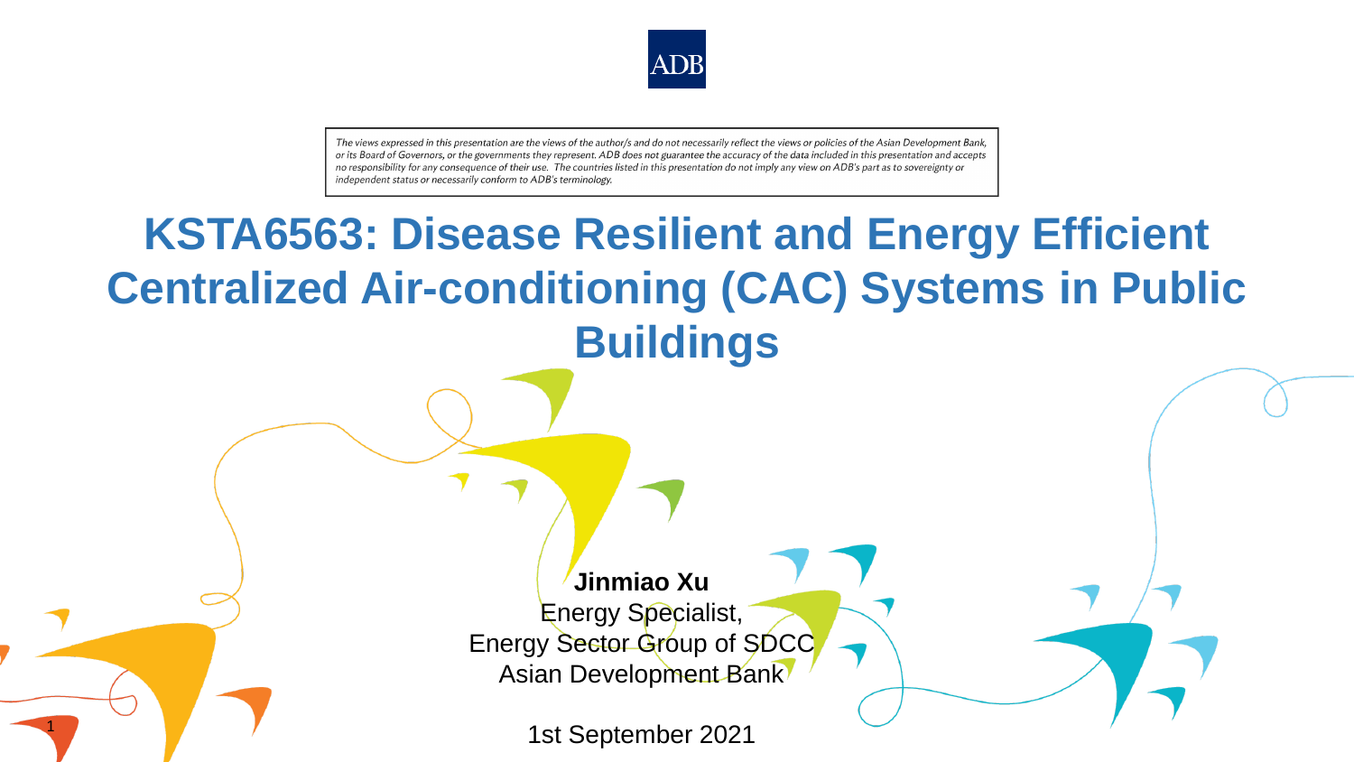ADB

*The views expressed in this presentation are the views of the author/s and do not necessarily reflect the views or policies of the Asian Development Bank, or its Board of Governors, or the governments they represent. ADB does not guarantee the accuracy of the data included in this presentation and accepts no responsibility for any consequence of their use. The countries listed in this presentation do not imply any view on ADB's part as to sovereignty or independent status or necessarily conform to ADB's terminology.*

# KSTA6563: Disease Resilient and Energy Efficient Centralized Air-conditioning (CAC) Systems in Public Buildings

**Jinmiao Xu**
Energy Specialist,
Energy Sector Group of SDCC
Asian Development Bank

1st September 2021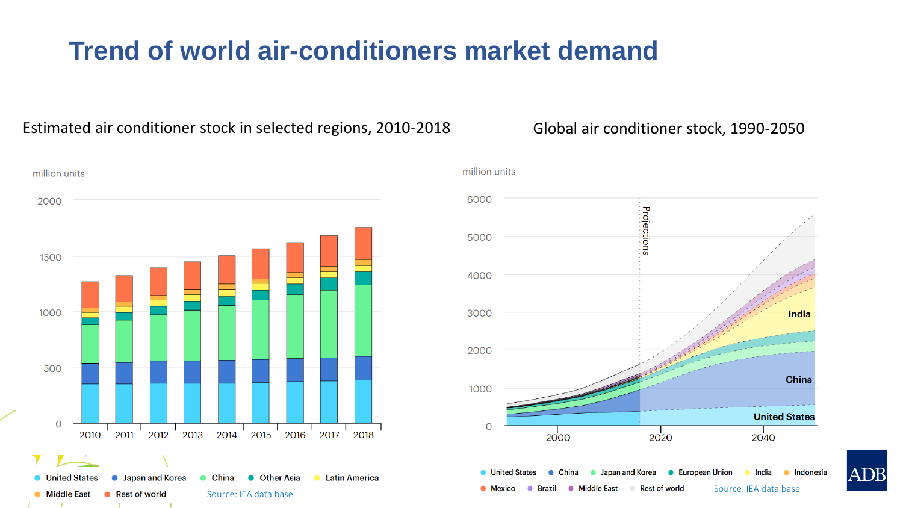# Trend of world air-conditioners market demand

Estimated air conditioner stock in selected regions, 2010-2018

million units

Legend: United States, Japan and Korea, China, Other Asia, Latin America, Middle East, Rest of world

Source: IEA data base

Global air conditioner stock, 1990-2050

million units

Legend: United States, China, Japan and Korea, European Union, India, Indonesia, Mexico, Brazil, Middle East, Rest of world

Source: IEA data base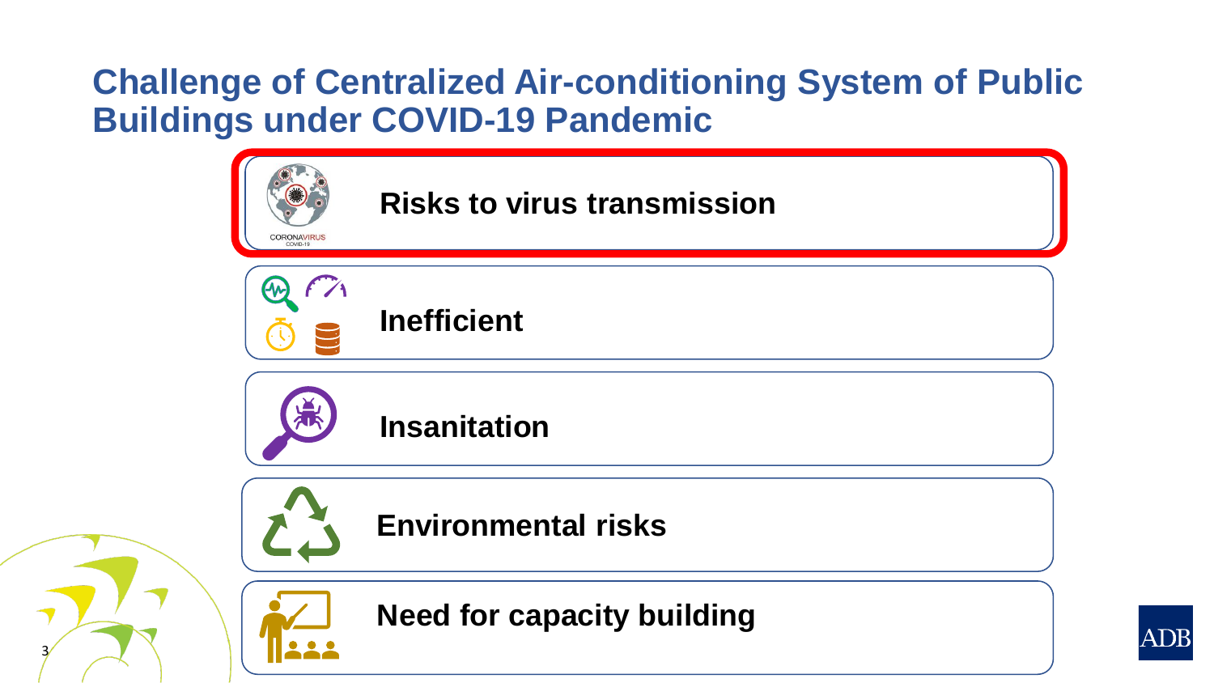# Challenge of Centralized Air-conditioning System of Public Buildings under COVID-19 Pandemic

- **Risks to virus transmission**
- **Inefficient**
- **Insanitation**
- **Environmental risks**
- **Need for capacity building**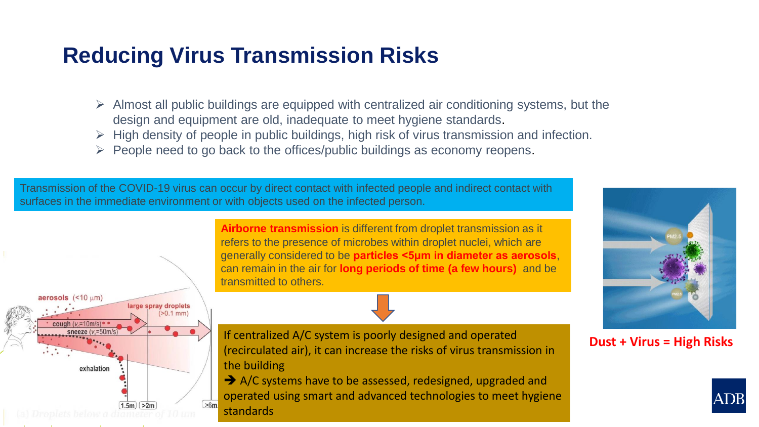# Reducing Virus Transmission Risks

- Almost all public buildings are equipped with centralized air conditioning systems, but the design and equipment are old, inadequate to meet hygiene standards.
- High density of people in public buildings, high risk of virus transmission and infection.
- People need to go back to the offices/public buildings as economy reopens.

Transmission of the COVID-19 virus can occur by direct contact with infected people and indirect contact with surfaces in the immediate environment or with objects used on the infected person.

aerosols (<10 μm)

large spray droplets (>0.1 mm)

cough ($v_x$=10m/s)

sneeze ($v_x$=50m/s)

exhalation

1.5m | >2m | >6m

(a) Droplets below a diameter of 10 um

**Airborne transmission** is different from droplet transmission as it refers to the presence of microbes within droplet nuclei, which are generally considered to be **particles <5μm in diameter as aerosols**, can remain in the air for **long periods of time (a few hours)** and be transmitted to others.

If centralized A/C system is poorly designed and operated (recirculated air), it can increase the risks of virus transmission in the building

➔ A/C systems have to be assessed, redesigned, upgraded and operated using smart and advanced technologies to meet hygiene standards

**Dust + Virus = High Risks**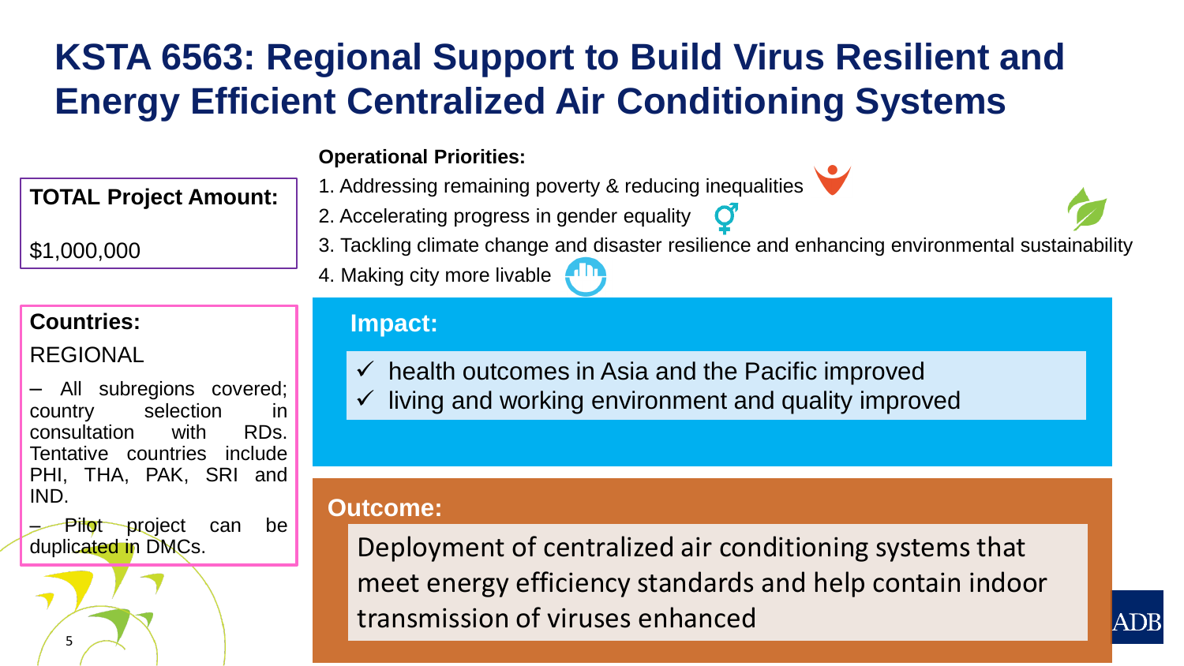# KSTA 6563: Regional Support to Build Virus Resilient and Energy Efficient Centralized Air Conditioning Systems

**TOTAL Project Amount:**

$1,000,000

**Countries:**

REGIONAL

– All subregions covered; country selection in consultation with RDs. Tentative countries include PHI, THA, PAK, SRI and IND.

– Pilot project can be duplicated in DMCs.

**Operational Priorities:**

1. Addressing remaining poverty & reducing inequalities
2. Accelerating progress in gender equality
3. Tackling climate change and disaster resilience and enhancing environmental sustainability
4. Making city more livable

## Impact:

- ✓ health outcomes in Asia and the Pacific improved
- ✓ living and working environment and quality improved

## Outcome:

Deployment of centralized air conditioning systems that meet energy efficiency standards and help contain indoor transmission of viruses enhanced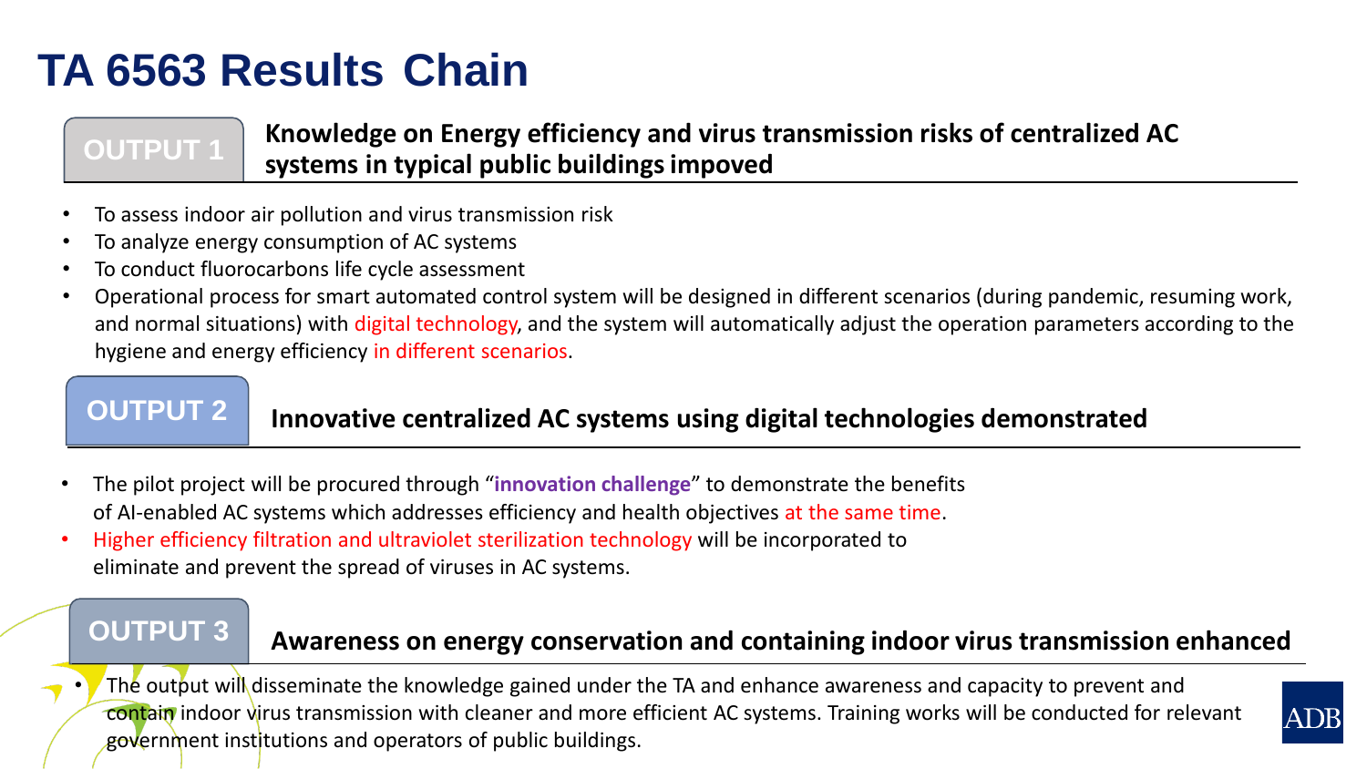# TA 6563 Results Chain

## OUTPUT 1

**Knowledge on Energy efficiency and virus transmission risks of centralized AC systems in typical public buildings impoved**

- To assess indoor air pollution and virus transmission risk
- To analyze energy consumption of AC systems
- To conduct fluorocarbons life cycle assessment
- Operational process for smart automated control system will be designed in different scenarios (during pandemic, resuming work, and normal situations) with digital technology, and the system will automatically adjust the operation parameters according to the hygiene and energy efficiency in different scenarios.

## OUTPUT 2

**Innovative centralized AC systems using digital technologies demonstrated**

- The pilot project will be procured through "**innovation challenge**" to demonstrate the benefits of AI-enabled AC systems which addresses efficiency and health objectives at the same time.
- Higher efficiency filtration and ultraviolet sterilization technology will be incorporated to eliminate and prevent the spread of viruses in AC systems.

## OUTPUT 3

**Awareness on energy conservation and containing indoor virus transmission enhanced**

- The output will disseminate the knowledge gained under the TA and enhance awareness and capacity to prevent and contain indoor virus transmission with cleaner and more efficient AC systems. Training works will be conducted for relevant government institutions and operators of public buildings.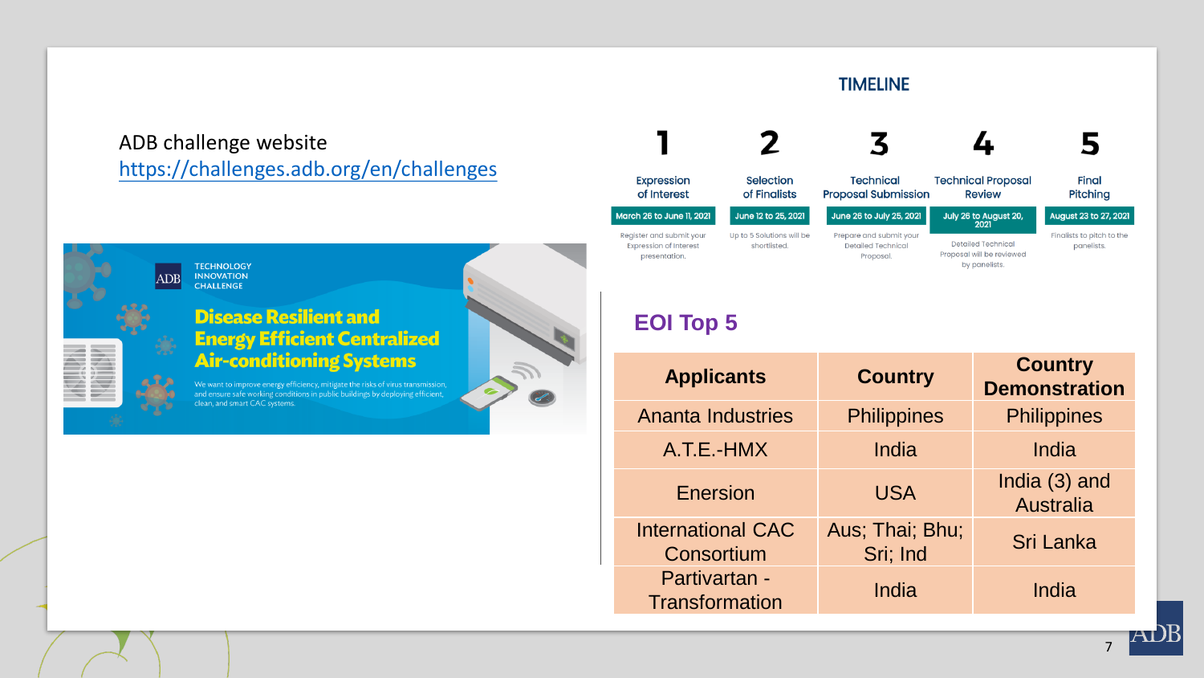ADB challenge website
https://challenges.adb.org/en/challenges

ADB TECHNOLOGY INNOVATION CHALLENGE

**Disease Resilient and Energy Efficient Centralized Air-conditioning Systems**

We want to improve energy efficiency, mitigate the risks of virus transmission, and ensure safe working conditions in public buildings by deploying efficient, clean, and smart CAC systems.

## TIMELINE

| 1 | 2 | 3 | 4 | 5 |
|---|---|---|---|---|
| Expression of Interest | Selection of Finalists | Technical Proposal Submission | Technical Proposal Review | Final Pitching |
| March 26 to June 11, 2021 | June 12 to 25, 2021 | June 26 to July 25, 2021 | July 26 to August 20, 2021 | August 23 to 27, 2021 |
| Register and submit your Expression of Interest presentation. | Up to 5 Solutions will be shortlisted. | Prepare and submit your Detailed Technical Proposal. | Detailed Technical Proposal will be reviewed by panelists. | Finalists to pitch to the panelists. |

## EOI Top 5

| Applicants | Country | Country Demonstration |
|---|---|---|
| Ananta Industries | Philippines | Philippines |
| A.T.E.-HMX | India | India |
| Enersion | USA | India (3) and Australia |
| International CAC Consortium | Aus; Thai; Bhu; Sri; Ind | Sri Lanka |
| Partivartan - Transformation | India | India |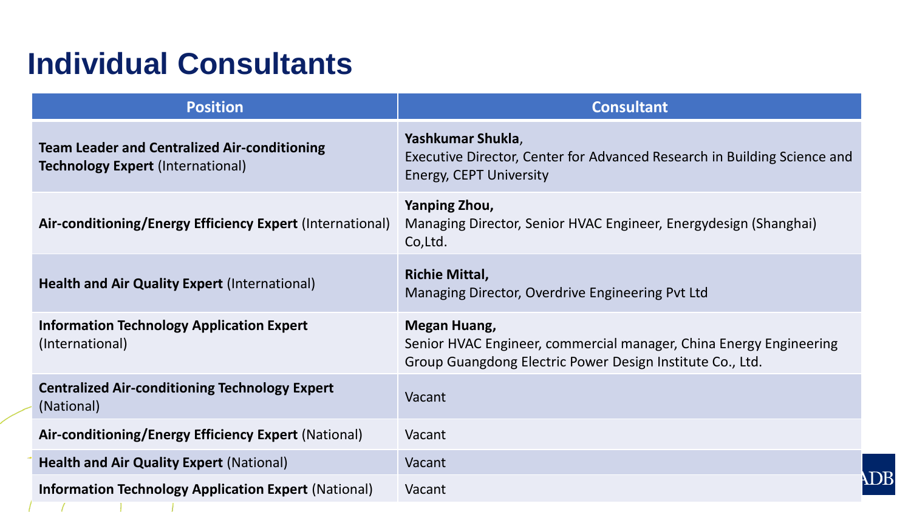# Individual Consultants

| Position | Consultant |
|---|---|
| **Team Leader and Centralized Air-conditioning Technology Expert** (International) | **Yashkumar Shukla**, Executive Director, Center for Advanced Research in Building Science and Energy, CEPT University |
| **Air-conditioning/Energy Efficiency Expert** (International) | **Yanping Zhou,** Managing Director, Senior HVAC Engineer, Energydesign (Shanghai) Co,Ltd. |
| **Health and Air Quality Expert** (International) | **Richie Mittal,** Managing Director, Overdrive Engineering Pvt Ltd |
| **Information Technology Application Expert** (International) | **Megan Huang,** Senior HVAC Engineer, commercial manager, China Energy Engineering Group Guangdong Electric Power Design Institute Co., Ltd. |
| **Centralized Air-conditioning Technology Expert** (National) | Vacant |
| **Air-conditioning/Energy Efficiency Expert** (National) | Vacant |
| **Health and Air Quality Expert** (National) | Vacant |
| **Information Technology Application Expert** (National) | Vacant |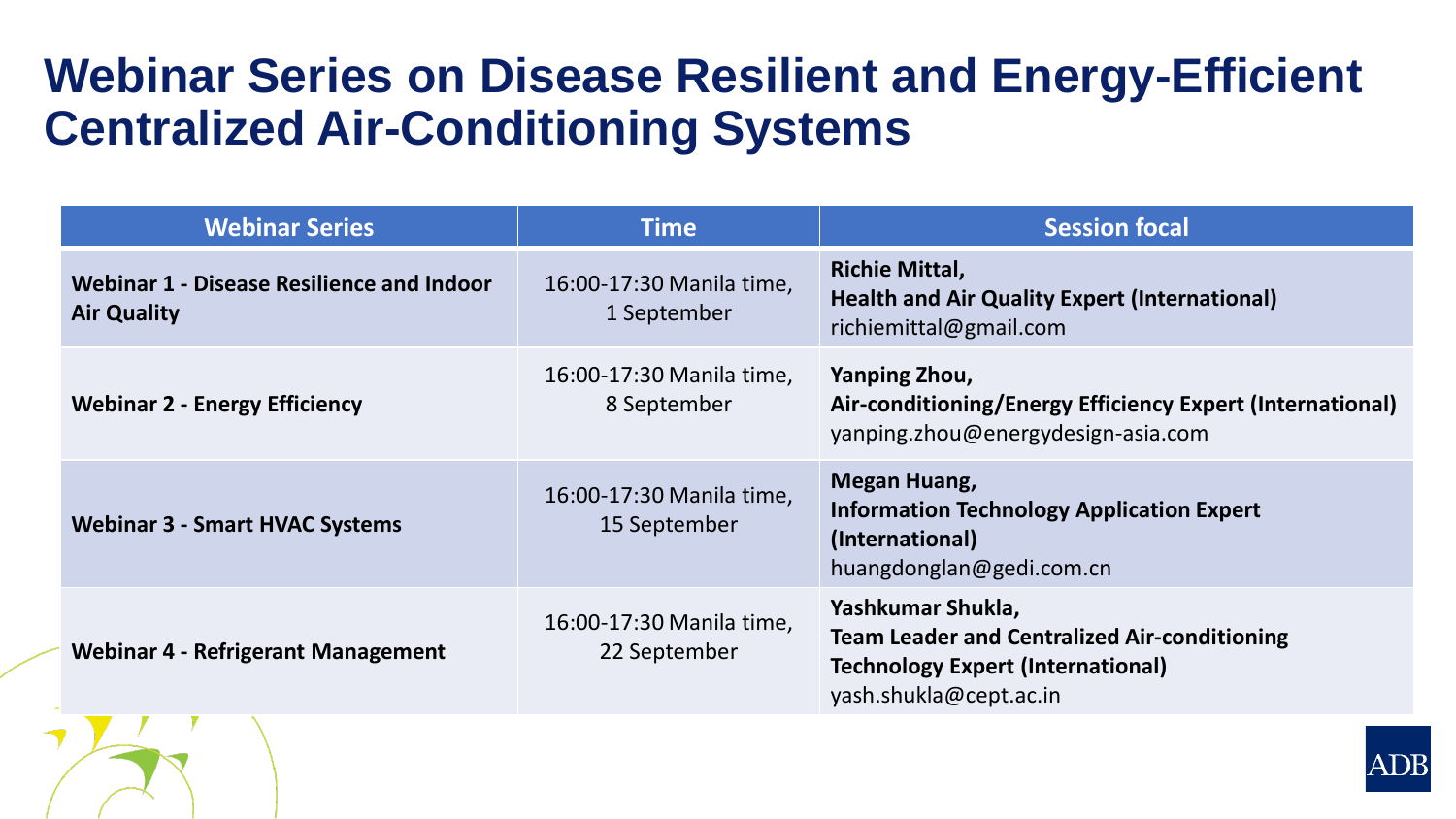# Webinar Series on Disease Resilient and Energy-Efficient Centralized Air-Conditioning Systems

| Webinar Series | Time | Session focal |
|---|---|---|
| **Webinar 1 - Disease Resilience and Indoor Air Quality** | 16:00-17:30 Manila time, 1 September | **Richie Mittal,**<br>**Health and Air Quality Expert (International)**<br>richiemittal@gmail.com |
| **Webinar 2 - Energy Efficiency** | 16:00-17:30 Manila time, 8 September | **Yanping Zhou,**<br>**Air-conditioning/Energy Efficiency Expert (International)**<br>yanping.zhou@energydesign-asia.com |
| **Webinar 3 - Smart HVAC Systems** | 16:00-17:30 Manila time, 15 September | **Megan Huang,**<br>**Information Technology Application Expert (International)**<br>huangdonglan@gedi.com.cn |
| **Webinar 4 - Refrigerant Management** | 16:00-17:30 Manila time, 22 September | **Yashkumar Shukla,**<br>**Team Leader and Centralized Air-conditioning Technology Expert (International)**<br>yash.shukla@cept.ac.in |

ADB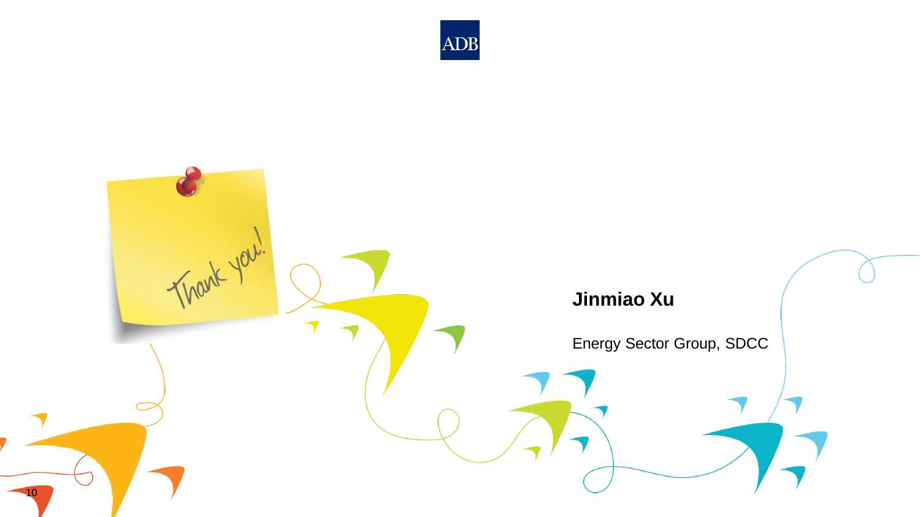ADB

Thank you!

**Jinmiao Xu**

Energy Sector Group, SDCC